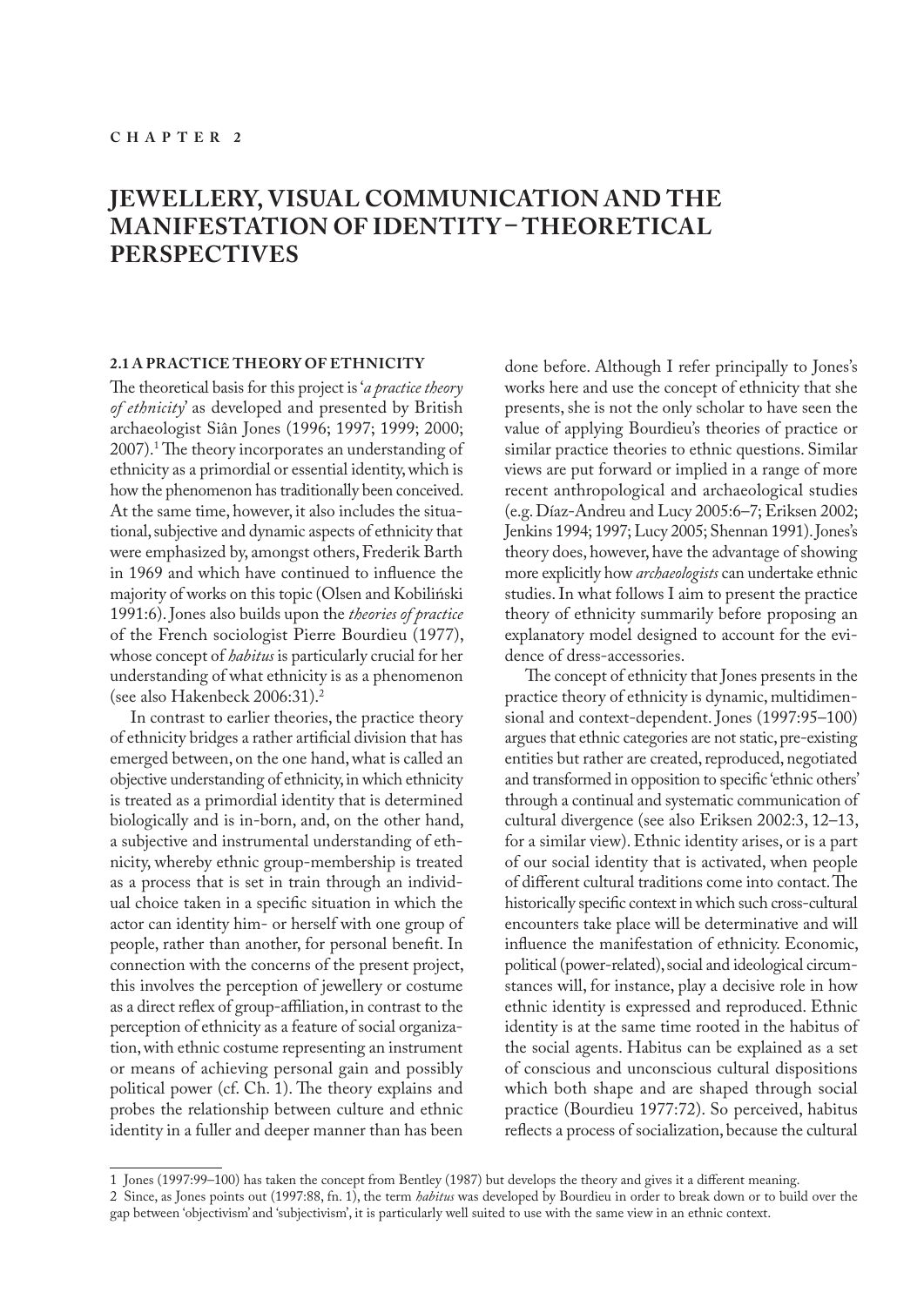CHAPTER 2

# JEWELLERY, VISUAL COMMUNICATION AND THE MANIFESTATION OF IDENTITY – THEORETICAL PERSPECTIVES

## 2.1 A PRACTICE THEORY OF ETHNICITY

The theoretical basis for this project is '*a practice theory of ethnicity*' as developed and presented by British archaeologist Siân Jones (1996; 1997; 1999; 2000; 2007).[1] The theory incorporates an understanding of ethnicity as a primordial or essential identity, which is how the phenomenon has traditionally been conceived. At the same time, however, it also includes the situational, subjective and dynamic aspects of ethnicity that were emphasized by, amongst others, Frederik Barth in 1969 and which have continued to influence the majority of works on this topic (Olsen and Kobiliński 1991:6). Jones also builds upon the *theories of practice* of the French sociologist Pierre Bourdieu (1977), whose concept of *habitus* is particularly crucial for her understanding of what ethnicity is as a phenomenon (see also Hakenbeck 2006:31).[2]

In contrast to earlier theories, the practice theory of ethnicity bridges a rather artificial division that has emerged between, on the one hand, what is called an objective understanding of ethnicity, in which ethnicity is treated as a primordial identity that is determined biologically and is in-born, and, on the other hand, a subjective and instrumental understanding of ethnicity, whereby ethnic group-membership is treated as a process that is set in train through an individual choice taken in a specific situation in which the actor can identity him- or herself with one group of people, rather than another, for personal benefit. In connection with the concerns of the present project, this involves the perception of jewellery or costume as a direct reflex of group-affiliation, in contrast to the perception of ethnicity as a feature of social organization, with ethnic costume representing an instrument or means of achieving personal gain and possibly political power (cf. Ch. 1). The theory explains and probes the relationship between culture and ethnic identity in a fuller and deeper manner than has been done before. Although I refer principally to Jones's works here and use the concept of ethnicity that she presents, she is not the only scholar to have seen the value of applying Bourdieu's theories of practice or similar practice theories to ethnic questions. Similar views are put forward or implied in a range of more recent anthropological and archaeological studies (e.g. Díaz-Andreu and Lucy 2005:6–7; Eriksen 2002; Jenkins 1994; 1997; Lucy 2005; Shennan 1991). Jones's theory does, however, have the advantage of showing more explicitly how *archaeologists* can undertake ethnic studies. In what follows I aim to present the practice theory of ethnicity summarily before proposing an explanatory model designed to account for the evidence of dress-accessories.

The concept of ethnicity that Jones presents in the practice theory of ethnicity is dynamic, multidimensional and context-dependent. Jones (1997:95–100) argues that ethnic categories are not static, pre-existing entities but rather are created, reproduced, negotiated and transformed in opposition to specific 'ethnic others' through a continual and systematic communication of cultural divergence (see also Eriksen 2002:3, 12–13, for a similar view). Ethnic identity arises, or is a part of our social identity that is activated, when people of different cultural traditions come into contact. The historically specific context in which such cross-cultural encounters take place will be determinative and will influence the manifestation of ethnicity. Economic, political (power-related), social and ideological circumstances will, for instance, play a decisive role in how ethnic identity is expressed and reproduced. Ethnic identity is at the same time rooted in the habitus of the social agents. Habitus can be explained as a set of conscious and unconscious cultural dispositions which both shape and are shaped through social practice (Bourdieu 1977:72). So perceived, habitus reflects a process of socialization, because the cultural

---

1 Jones (1997:99–100) has taken the concept from Bentley (1987) but develops the theory and gives it a different meaning.

2 Since, as Jones points out (1997:88, fn. 1), the term *habitus* was developed by Bourdieu in order to break down or to build over the gap between 'objectivism' and 'subjectivism', it is particularly well suited to use with the same view in an ethnic context.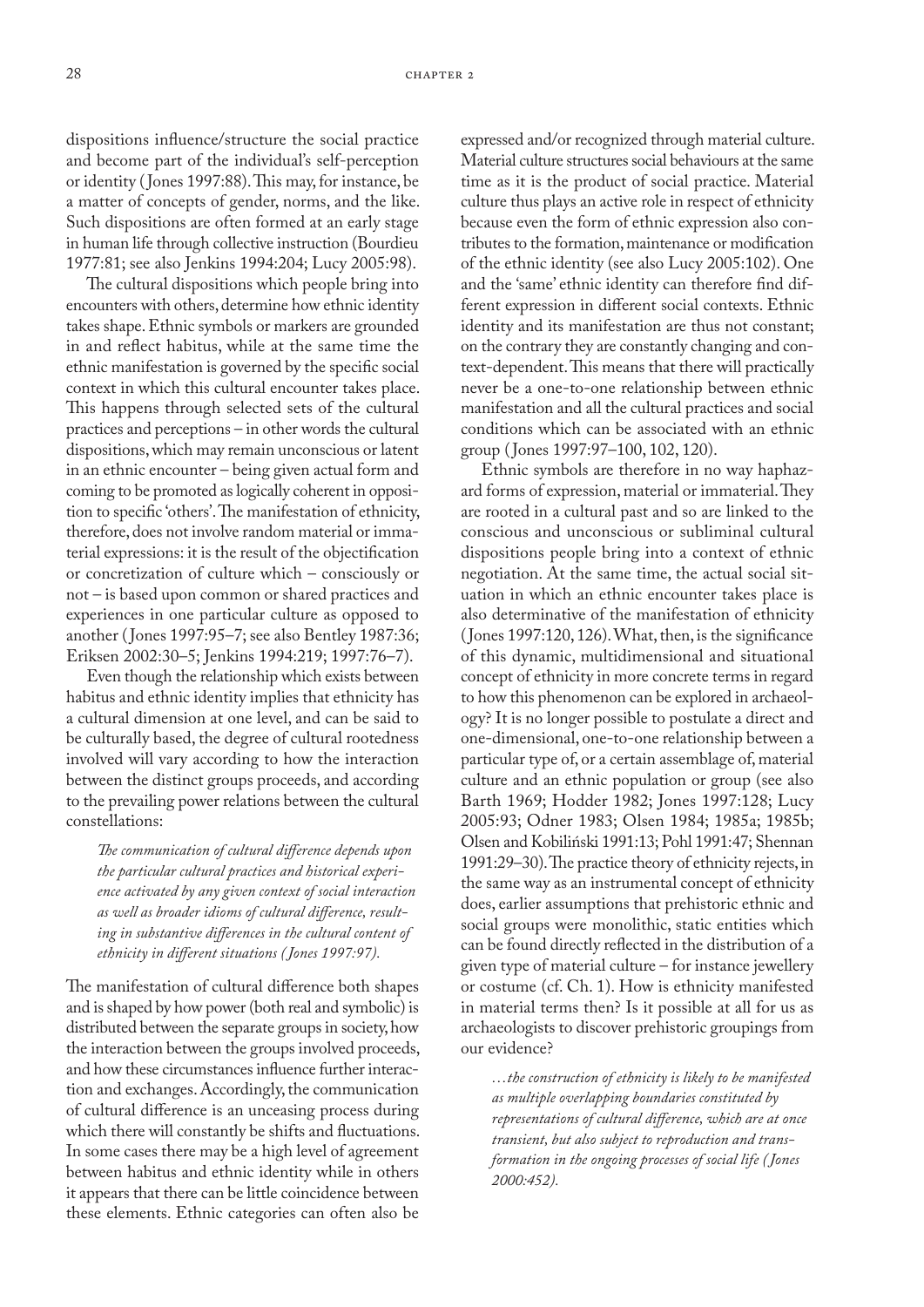dispositions influence/structure the social practice and become part of the individual's self-perception or identity (Jones 1997:88). This may, for instance, be a matter of concepts of gender, norms, and the like. Such dispositions are often formed at an early stage in human life through collective instruction (Bourdieu 1977:81; see also Jenkins 1994:204; Lucy 2005:98).

The cultural dispositions which people bring into encounters with others, determine how ethnic identity takes shape. Ethnic symbols or markers are grounded in and reflect habitus, while at the same time the ethnic manifestation is governed by the specific social context in which this cultural encounter takes place. This happens through selected sets of the cultural practices and perceptions – in other words the cultural dispositions, which may remain unconscious or latent in an ethnic encounter – being given actual form and coming to be promoted as logically coherent in opposition to specific 'others'. The manifestation of ethnicity, therefore, does not involve random material or immaterial expressions: it is the result of the objectification or concretization of culture which – consciously or not – is based upon common or shared practices and experiences in one particular culture as opposed to another (Jones 1997:95–7; see also Bentley 1987:36; Eriksen 2002:30–5; Jenkins 1994:219; 1997:76–7).

Even though the relationship which exists between habitus and ethnic identity implies that ethnicity has a cultural dimension at one level, and can be said to be culturally based, the degree of cultural rootedness involved will vary according to how the interaction between the distinct groups proceeds, and according to the prevailing power relations between the cultural constellations:

> *The communication of cultural difference depends upon the particular cultural practices and historical experience activated by any given context of social interaction as well as broader idioms of cultural difference, resulting in substantive differences in the cultural content of ethnicity in different situations (Jones 1997:97).*

The manifestation of cultural difference both shapes and is shaped by how power (both real and symbolic) is distributed between the separate groups in society, how the interaction between the groups involved proceeds, and how these circumstances influence further interaction and exchanges. Accordingly, the communication of cultural difference is an unceasing process during which there will constantly be shifts and fluctuations. In some cases there may be a high level of agreement between habitus and ethnic identity while in others it appears that there can be little coincidence between these elements. Ethnic categories can often also be expressed and/or recognized through material culture. Material culture structures social behaviours at the same time as it is the product of social practice. Material culture thus plays an active role in respect of ethnicity because even the form of ethnic expression also contributes to the formation, maintenance or modification of the ethnic identity (see also Lucy 2005:102). One and the 'same' ethnic identity can therefore find different expression in different social contexts. Ethnic identity and its manifestation are thus not constant; on the contrary they are constantly changing and context-dependent. This means that there will practically never be a one-to-one relationship between ethnic manifestation and all the cultural practices and social conditions which can be associated with an ethnic group (Jones 1997:97–100, 102, 120).

Ethnic symbols are therefore in no way haphazard forms of expression, material or immaterial. They are rooted in a cultural past and so are linked to the conscious and unconscious or subliminal cultural dispositions people bring into a context of ethnic negotiation. At the same time, the actual social situation in which an ethnic encounter takes place is also determinative of the manifestation of ethnicity (Jones 1997:120, 126). What, then, is the significance of this dynamic, multidimensional and situational concept of ethnicity in more concrete terms in regard to how this phenomenon can be explored in archaeology? It is no longer possible to postulate a direct and one-dimensional, one-to-one relationship between a particular type of, or a certain assemblage of, material culture and an ethnic population or group (see also Barth 1969; Hodder 1982; Jones 1997:128; Lucy 2005:93; Odner 1983; Olsen 1984; 1985a; 1985b; Olsen and Kobiliński 1991:13; Pohl 1991:47; Shennan 1991:29–30). The practice theory of ethnicity rejects, in the same way as an instrumental concept of ethnicity does, earlier assumptions that prehistoric ethnic and social groups were monolithic, static entities which can be found directly reflected in the distribution of a given type of material culture – for instance jewellery or costume (cf. Ch. 1). How is ethnicity manifested in material terms then? Is it possible at all for us as archaeologists to discover prehistoric groupings from our evidence?

> *…the construction of ethnicity is likely to be manifested as multiple overlapping boundaries constituted by representations of cultural difference, which are at once transient, but also subject to reproduction and transformation in the ongoing processes of social life (Jones 2000:452).*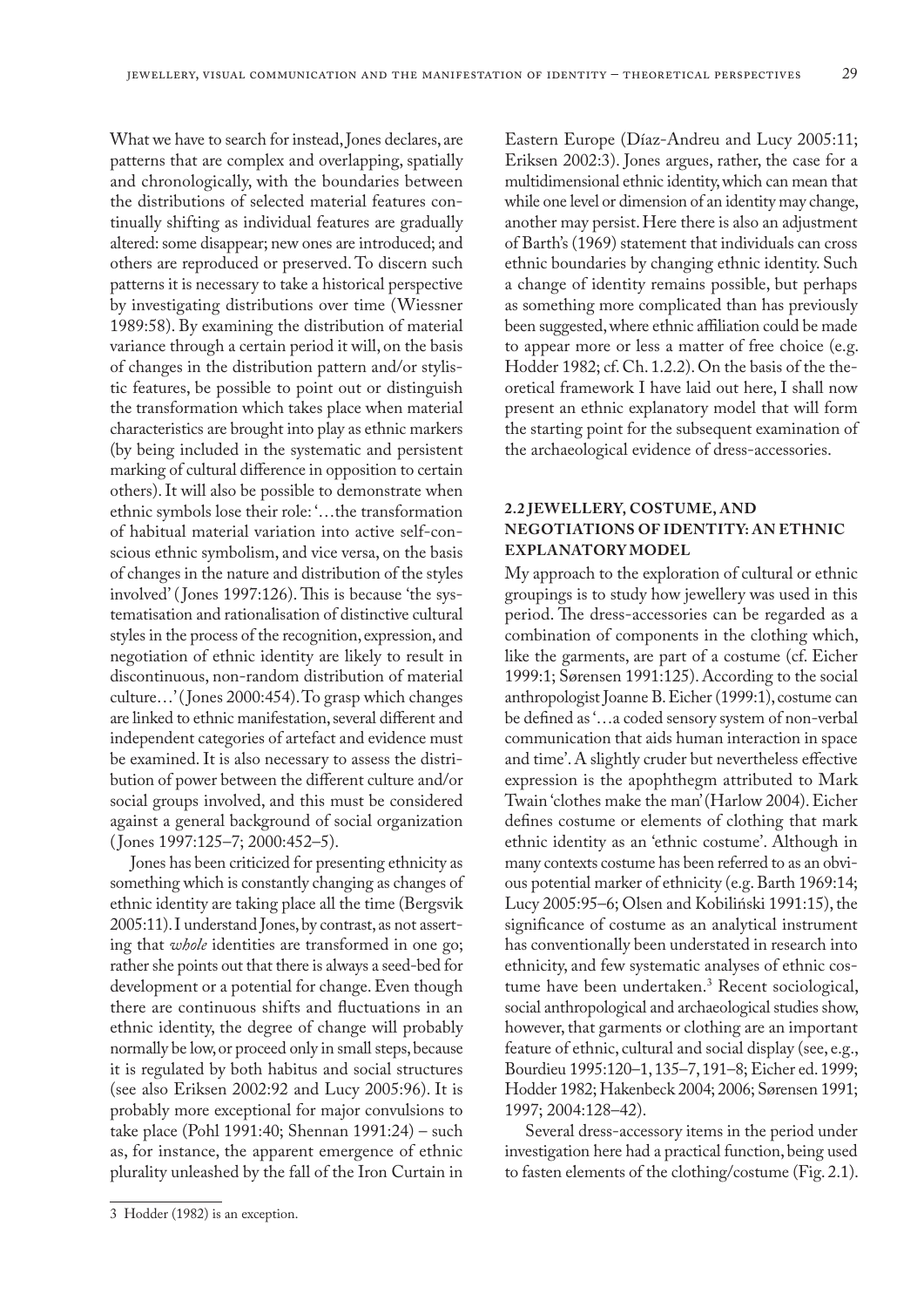What we have to search for instead, Jones declares, are patterns that are complex and overlapping, spatially and chronologically, with the boundaries between the distributions of selected material features continually shifting as individual features are gradually altered: some disappear; new ones are introduced; and others are reproduced or preserved. To discern such patterns it is necessary to take a historical perspective by investigating distributions over time (Wiessner 1989:58). By examining the distribution of material variance through a certain period it will, on the basis of changes in the distribution pattern and/or stylistic features, be possible to point out or distinguish the transformation which takes place when material characteristics are brought into play as ethnic markers (by being included in the systematic and persistent marking of cultural difference in opposition to certain others). It will also be possible to demonstrate when ethnic symbols lose their role: '…the transformation of habitual material variation into active self-conscious ethnic symbolism, and vice versa, on the basis of changes in the nature and distribution of the styles involved' (Jones 1997:126). This is because 'the systematisation and rationalisation of distinctive cultural styles in the process of the recognition, expression, and negotiation of ethnic identity are likely to result in discontinuous, non-random distribution of material culture…' (Jones 2000:454). To grasp which changes are linked to ethnic manifestation, several different and independent categories of artefact and evidence must be examined. It is also necessary to assess the distribution of power between the different culture and/or social groups involved, and this must be considered against a general background of social organization (Jones 1997:125–7; 2000:452–5).

Jones has been criticized for presenting ethnicity as something which is constantly changing as changes of ethnic identity are taking place all the time (Bergsvik 2005:11). I understand Jones, by contrast, as not asserting that *whole* identities are transformed in one go; rather she points out that there is always a seed-bed for development or a potential for change. Even though there are continuous shifts and fluctuations in an ethnic identity, the degree of change will probably normally be low, or proceed only in small steps, because it is regulated by both habitus and social structures (see also Eriksen 2002:92 and Lucy 2005:96). It is probably more exceptional for major convulsions to take place (Pohl 1991:40; Shennan 1991:24) – such as, for instance, the apparent emergence of ethnic plurality unleashed by the fall of the Iron Curtain in Eastern Europe (Díaz-Andreu and Lucy 2005:11; Eriksen 2002:3). Jones argues, rather, the case for a multidimensional ethnic identity, which can mean that while one level or dimension of an identity may change, another may persist. Here there is also an adjustment of Barth's (1969) statement that individuals can cross ethnic boundaries by changing ethnic identity. Such a change of identity remains possible, but perhaps as something more complicated than has previously been suggested, where ethnic affiliation could be made to appear more or less a matter of free choice (e.g. Hodder 1982; cf. Ch. 1.2.2). On the basis of the theoretical framework I have laid out here, I shall now present an ethnic explanatory model that will form the starting point for the subsequent examination of the archaeological evidence of dress-accessories.

## 2.2 JEWELLERY, COSTUME, AND NEGOTIATIONS OF IDENTITY: AN ETHNIC EXPLANATORY MODEL

My approach to the exploration of cultural or ethnic groupings is to study how jewellery was used in this period. The dress-accessories can be regarded as a combination of components in the clothing which, like the garments, are part of a costume (cf. Eicher 1999:1; Sørensen 1991:125). According to the social anthropologist Joanne B. Eicher (1999:1), costume can be defined as '…a coded sensory system of non-verbal communication that aids human interaction in space and time'. A slightly cruder but nevertheless effective expression is the apophthegm attributed to Mark Twain 'clothes make the man' (Harlow 2004). Eicher defines costume or elements of clothing that mark ethnic identity as an 'ethnic costume'. Although in many contexts costume has been referred to as an obvious potential marker of ethnicity (e.g. Barth 1969:14; Lucy 2005:95–6; Olsen and Kobiliński 1991:15), the significance of costume as an analytical instrument has conventionally been understated in research into ethnicity, and few systematic analyses of ethnic costume have been undertaken.[3] Recent sociological, social anthropological and archaeological studies show, however, that garments or clothing are an important feature of ethnic, cultural and social display (see, e.g., Bourdieu 1995:120–1, 135–7, 191–8; Eicher ed. 1999; Hodder 1982; Hakenbeck 2004; 2006; Sørensen 1991; 1997; 2004:128–42).

Several dress-accessory items in the period under investigation here had a practical function, being used to fasten elements of the clothing/costume (Fig. 2.1).

---

3 Hodder (1982) is an exception.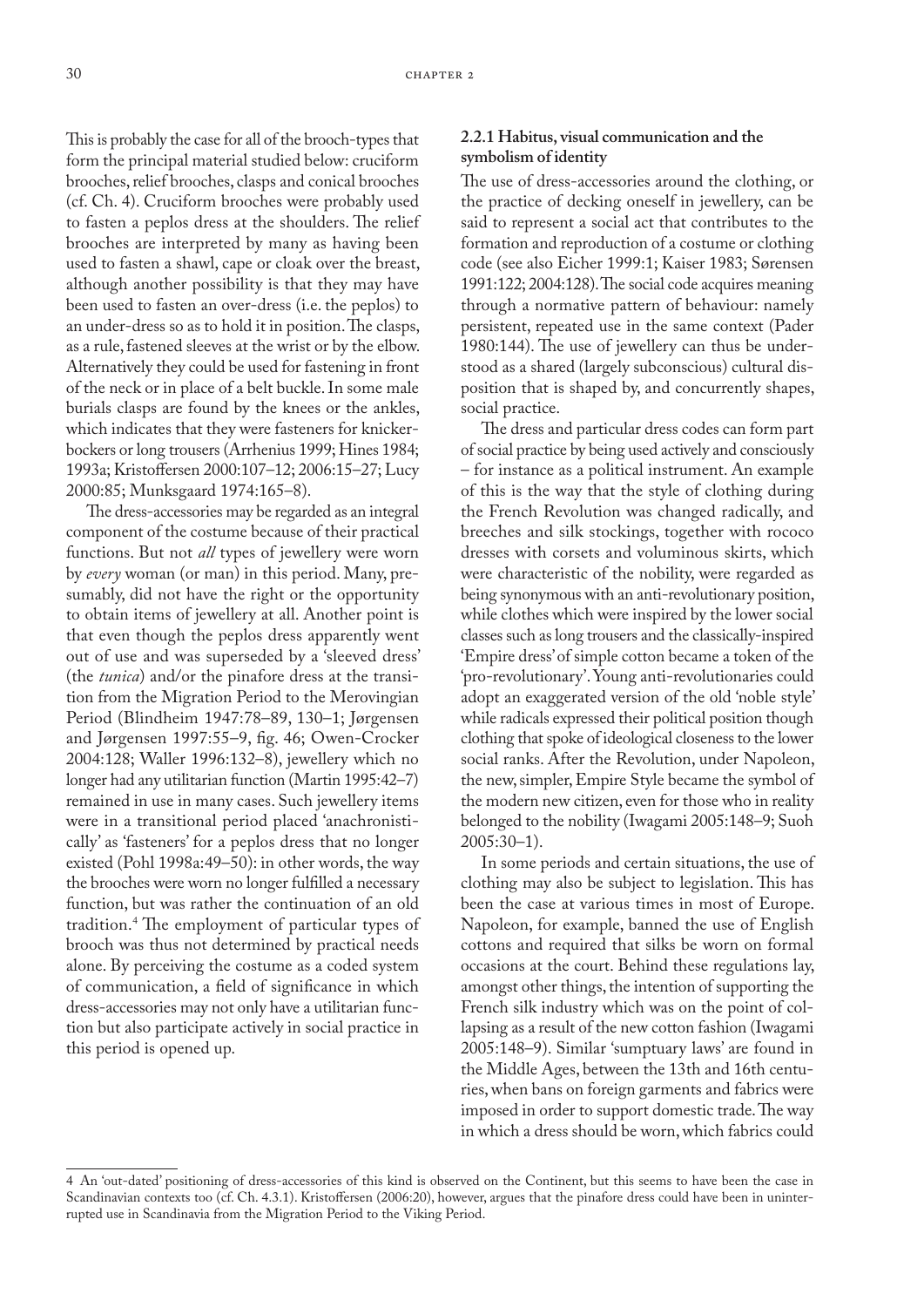This is probably the case for all of the brooch-types that form the principal material studied below: cruciform brooches, relief brooches, clasps and conical brooches (cf. Ch. 4). Cruciform brooches were probably used to fasten a peplos dress at the shoulders. The relief brooches are interpreted by many as having been used to fasten a shawl, cape or cloak over the breast, although another possibility is that they may have been used to fasten an over-dress (i.e. the peplos) to an under-dress so as to hold it in position. The clasps, as a rule, fastened sleeves at the wrist or by the elbow. Alternatively they could be used for fastening in front of the neck or in place of a belt buckle. In some male burials clasps are found by the knees or the ankles, which indicates that they were fasteners for knickerbockers or long trousers (Arrhenius 1999; Hines 1984; 1993a; Kristoffersen 2000:107–12; 2006:15–27; Lucy 2000:85; Munksgaard 1974:165–8).

The dress-accessories may be regarded as an integral component of the costume because of their practical functions. But not *all* types of jewellery were worn by *every* woman (or man) in this period. Many, presumably, did not have the right or the opportunity to obtain items of jewellery at all. Another point is that even though the peplos dress apparently went out of use and was superseded by a 'sleeved dress' (the *tunica*) and/or the pinafore dress at the transition from the Migration Period to the Merovingian Period (Blindheim 1947:78–89, 130–1; Jørgensen and Jørgensen 1997:55–9, fig. 46; Owen-Crocker 2004:128; Waller 1996:132–8), jewellery which no longer had any utilitarian function (Martin 1995:42–7) remained in use in many cases. Such jewellery items were in a transitional period placed 'anachronistically' as 'fasteners' for a peplos dress that no longer existed (Pohl 1998a:49–50): in other words, the way the brooches were worn no longer fulfilled a necessary function, but was rather the continuation of an old tradition.[4] The employment of particular types of brooch was thus not determined by practical needs alone. By perceiving the costume as a coded system of communication, a field of significance in which dress-accessories may not only have a utilitarian function but also participate actively in social practice in this period is opened up.

### 2.2.1 Habitus, visual communication and the symbolism of identity

The use of dress-accessories around the clothing, or the practice of decking oneself in jewellery, can be said to represent a social act that contributes to the formation and reproduction of a costume or clothing code (see also Eicher 1999:1; Kaiser 1983; Sørensen 1991:122; 2004:128). The social code acquires meaning through a normative pattern of behaviour: namely persistent, repeated use in the same context (Pader 1980:144). The use of jewellery can thus be understood as a shared (largely subconscious) cultural disposition that is shaped by, and concurrently shapes, social practice.

The dress and particular dress codes can form part of social practice by being used actively and consciously – for instance as a political instrument. An example of this is the way that the style of clothing during the French Revolution was changed radically, and breeches and silk stockings, together with rococo dresses with corsets and voluminous skirts, which were characteristic of the nobility, were regarded as being synonymous with an anti-revolutionary position, while clothes which were inspired by the lower social classes such as long trousers and the classically-inspired 'Empire dress' of simple cotton became a token of the 'pro-revolutionary'. Young anti-revolutionaries could adopt an exaggerated version of the old 'noble style' while radicals expressed their political position though clothing that spoke of ideological closeness to the lower social ranks. After the Revolution, under Napoleon, the new, simpler, Empire Style became the symbol of the modern new citizen, even for those who in reality belonged to the nobility (Iwagami 2005:148–9; Suoh 2005:30–1).

In some periods and certain situations, the use of clothing may also be subject to legislation. This has been the case at various times in most of Europe. Napoleon, for example, banned the use of English cottons and required that silks be worn on formal occasions at the court. Behind these regulations lay, amongst other things, the intention of supporting the French silk industry which was on the point of collapsing as a result of the new cotton fashion (Iwagami 2005:148–9). Similar 'sumptuary laws' are found in the Middle Ages, between the 13th and 16th centuries, when bans on foreign garments and fabrics were imposed in order to support domestic trade. The way in which a dress should be worn, which fabrics could

---

[4] An 'out-dated' positioning of dress-accessories of this kind is observed on the Continent, but this seems to have been the case in Scandinavian contexts too (cf. Ch. 4.3.1). Kristoffersen (2006:20), however, argues that the pinafore dress could have been in uninterrupted use in Scandinavia from the Migration Period to the Viking Period.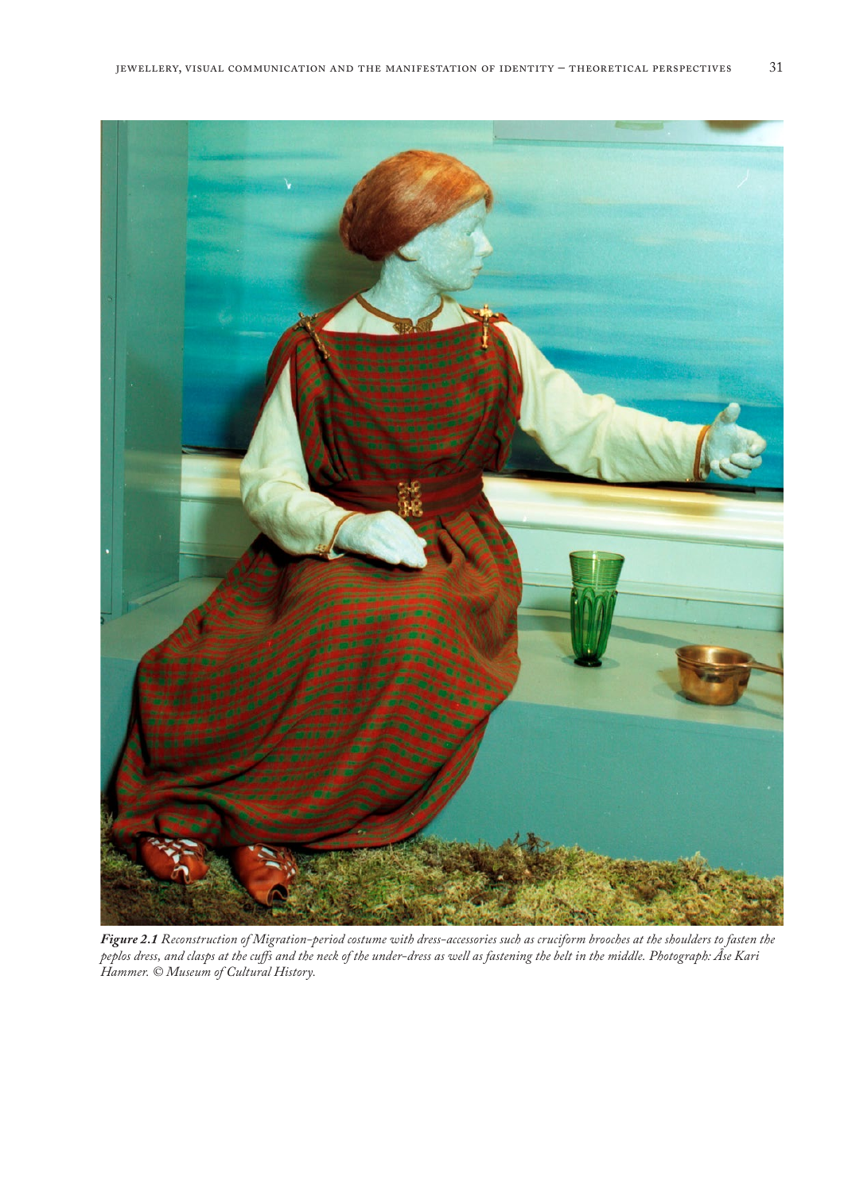***Figure 2.1** Reconstruction of Migration-period costume with dress-accessories such as cruciform brooches at the shoulders to fasten the peplos dress, and clasps at the cuffs and the neck of the under-dress as well as fastening the belt in the middle. Photograph: Åse Kari Hammer. © Museum of Cultural History.*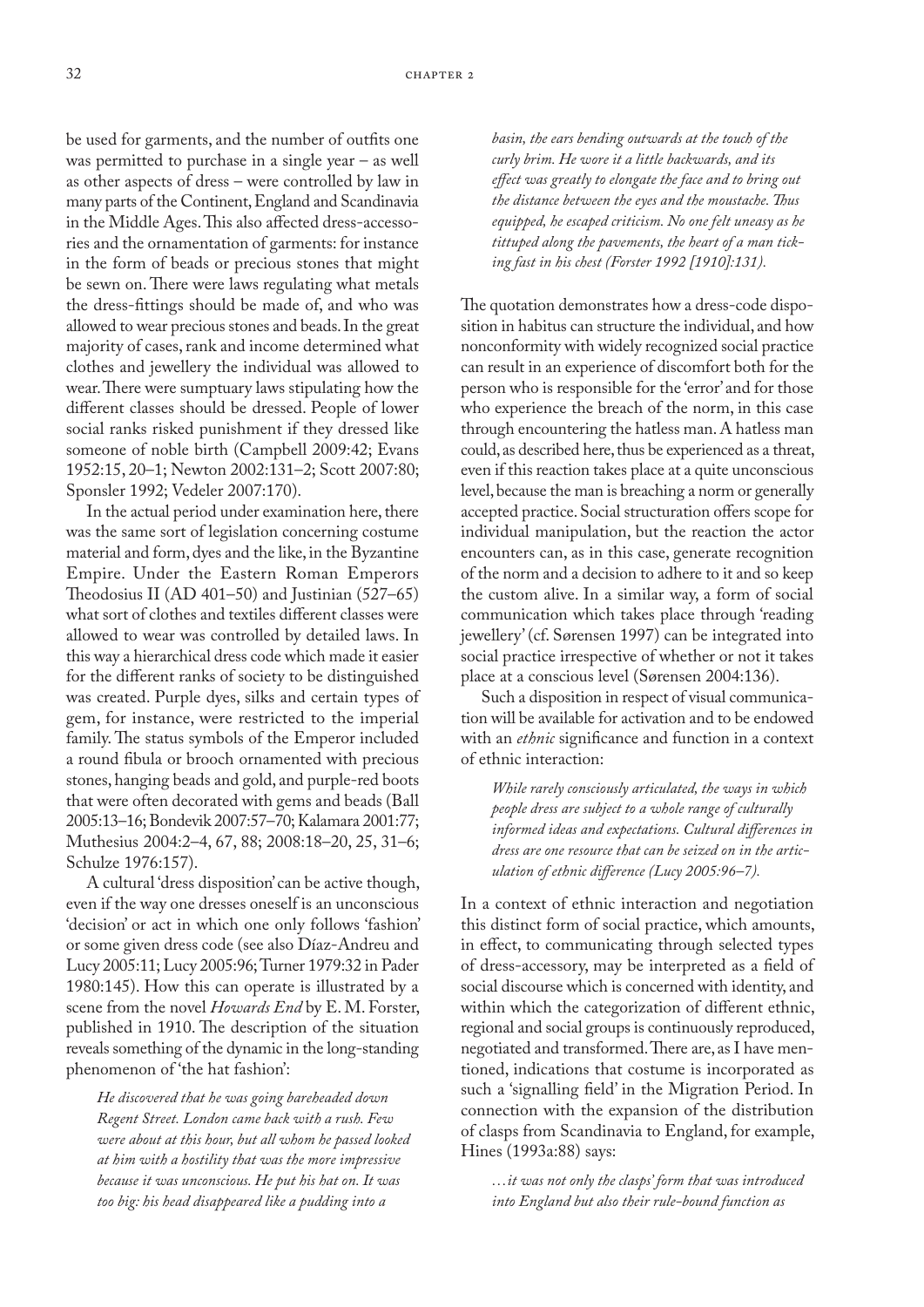be used for garments, and the number of outfits one was permitted to purchase in a single year – as well as other aspects of dress – were controlled by law in many parts of the Continent, England and Scandinavia in the Middle Ages. This also affected dress-accessories and the ornamentation of garments: for instance in the form of beads or precious stones that might be sewn on. There were laws regulating what metals the dress-fittings should be made of, and who was allowed to wear precious stones and beads. In the great majority of cases, rank and income determined what clothes and jewellery the individual was allowed to wear. There were sumptuary laws stipulating how the different classes should be dressed. People of lower social ranks risked punishment if they dressed like someone of noble birth (Campbell 2009:42; Evans 1952:15, 20–1; Newton 2002:131–2; Scott 2007:80; Sponsler 1992; Vedeler 2007:170).

In the actual period under examination here, there was the same sort of legislation concerning costume material and form, dyes and the like, in the Byzantine Empire. Under the Eastern Roman Emperors Theodosius II (AD 401–50) and Justinian (527–65) what sort of clothes and textiles different classes were allowed to wear was controlled by detailed laws. In this way a hierarchical dress code which made it easier for the different ranks of society to be distinguished was created. Purple dyes, silks and certain types of gem, for instance, were restricted to the imperial family. The status symbols of the Emperor included a round fibula or brooch ornamented with precious stones, hanging beads and gold, and purple-red boots that were often decorated with gems and beads (Ball 2005:13–16; Bondevik 2007:57–70; Kalamara 2001:77; Muthesius 2004:2–4, 67, 88; 2008:18–20, 25, 31–6; Schulze 1976:157).

A cultural 'dress disposition' can be active though, even if the way one dresses oneself is an unconscious 'decision' or act in which one only follows 'fashion' or some given dress code (see also Díaz-Andreu and Lucy 2005:11; Lucy 2005:96; Turner 1979:32 in Pader 1980:145). How this can operate is illustrated by a scene from the novel *Howards End* by E. M. Forster, published in 1910. The description of the situation reveals something of the dynamic in the long-standing phenomenon of 'the hat fashion':

> *He discovered that he was going bareheaded down Regent Street. London came back with a rush. Few were about at this hour, but all whom he passed looked at him with a hostility that was the more impressive because it was unconscious. He put his hat on. It was too big: his head disappeared like a pudding into a basin, the ears bending outwards at the touch of the curly brim. He wore it a little backwards, and its effect was greatly to elongate the face and to bring out the distance between the eyes and the moustache. Thus equipped, he escaped criticism. No one felt uneasy as he tittuped along the pavements, the heart of a man ticking fast in his chest (Forster 1992 [1910]:131).*

The quotation demonstrates how a dress-code disposition in habitus can structure the individual, and how nonconformity with widely recognized social practice can result in an experience of discomfort both for the person who is responsible for the 'error' and for those who experience the breach of the norm, in this case through encountering the hatless man. A hatless man could, as described here, thus be experienced as a threat, even if this reaction takes place at a quite unconscious level, because the man is breaching a norm or generally accepted practice. Social structuration offers scope for individual manipulation, but the reaction the actor encounters can, as in this case, generate recognition of the norm and a decision to adhere to it and so keep the custom alive. In a similar way, a form of social communication which takes place through 'reading jewellery' (cf. Sørensen 1997) can be integrated into social practice irrespective of whether or not it takes place at a conscious level (Sørensen 2004:136).

Such a disposition in respect of visual communication will be available for activation and to be endowed with an *ethnic* significance and function in a context of ethnic interaction:

> *While rarely consciously articulated, the ways in which people dress are subject to a whole range of culturally informed ideas and expectations. Cultural differences in dress are one resource that can be seized on in the articulation of ethnic difference (Lucy 2005:96–7).*

In a context of ethnic interaction and negotiation this distinct form of social practice, which amounts, in effect, to communicating through selected types of dress-accessory, may be interpreted as a field of social discourse which is concerned with identity, and within which the categorization of different ethnic, regional and social groups is continuously reproduced, negotiated and transformed. There are, as I have mentioned, indications that costume is incorporated as such a 'signalling field' in the Migration Period. In connection with the expansion of the distribution of clasps from Scandinavia to England, for example, Hines (1993a:88) says:

> *…it was not only the clasps' form that was introduced into England but also their rule-bound function as*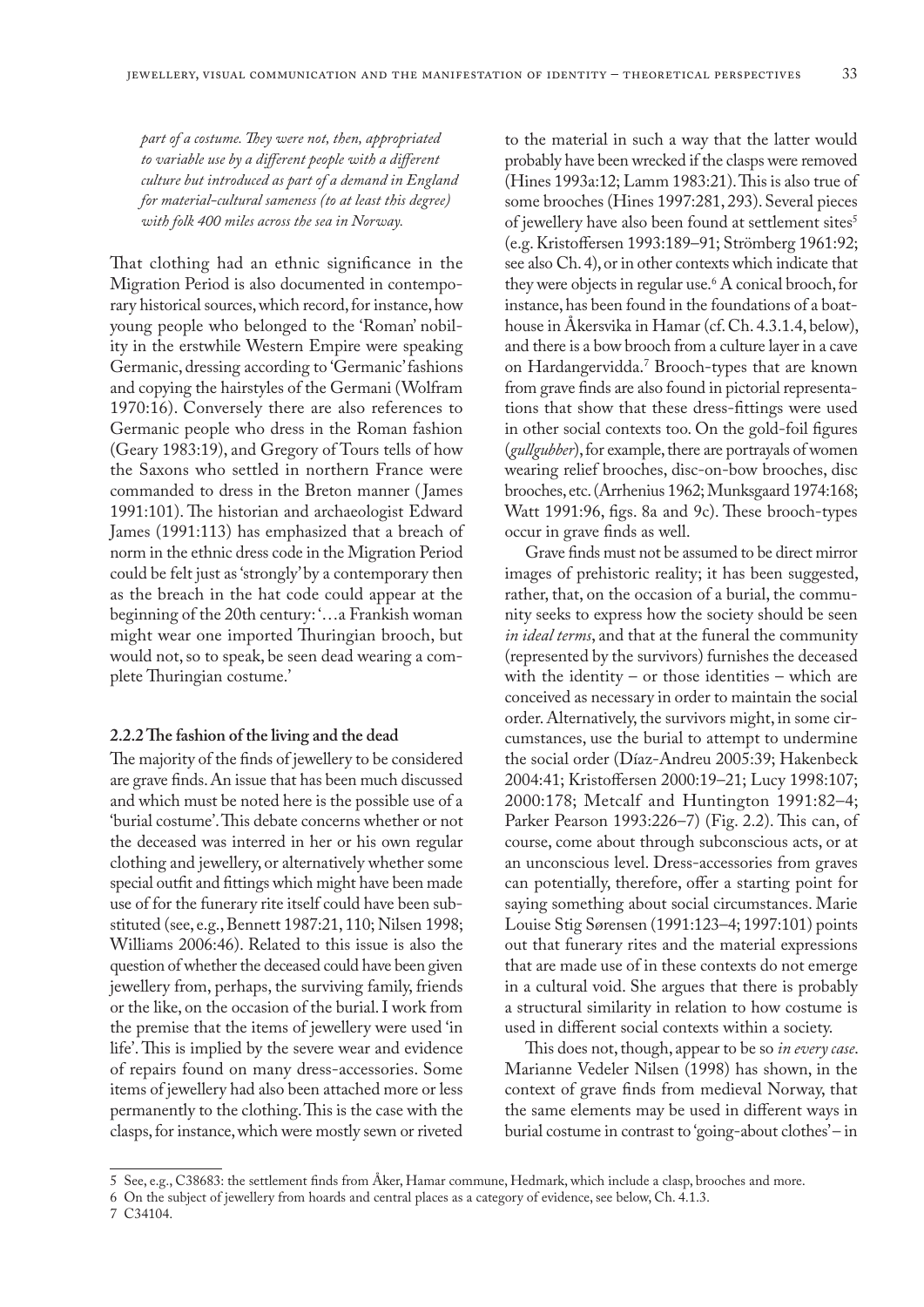*part of a costume. They were not, then, appropriated to variable use by a different people with a different culture but introduced as part of a demand in England for material-cultural sameness (to at least this degree) with folk 400 miles across the sea in Norway.*

That clothing had an ethnic significance in the Migration Period is also documented in contemporary historical sources, which record, for instance, how young people who belonged to the 'Roman' nobility in the erstwhile Western Empire were speaking Germanic, dressing according to 'Germanic' fashions and copying the hairstyles of the Germani (Wolfram 1970:16). Conversely there are also references to Germanic people who dress in the Roman fashion (Geary 1983:19), and Gregory of Tours tells of how the Saxons who settled in northern France were commanded to dress in the Breton manner (James 1991:101). The historian and archaeologist Edward James (1991:113) has emphasized that a breach of norm in the ethnic dress code in the Migration Period could be felt just as 'strongly' by a contemporary then as the breach in the hat code could appear at the beginning of the 20th century: '…a Frankish woman might wear one imported Thuringian brooch, but would not, so to speak, be seen dead wearing a complete Thuringian costume.'

### 2.2.2 The fashion of the living and the dead

The majority of the finds of jewellery to be considered are grave finds. An issue that has been much discussed and which must be noted here is the possible use of a 'burial costume'. This debate concerns whether or not the deceased was interred in her or his own regular clothing and jewellery, or alternatively whether some special outfit and fittings which might have been made use of for the funerary rite itself could have been substituted (see, e.g., Bennett 1987:21, 110; Nilsen 1998; Williams 2006:46). Related to this issue is also the question of whether the deceased could have been given jewellery from, perhaps, the surviving family, friends or the like, on the occasion of the burial. I work from the premise that the items of jewellery were used 'in life'. This is implied by the severe wear and evidence of repairs found on many dress-accessories. Some items of jewellery had also been attached more or less permanently to the clothing. This is the case with the clasps, for instance, which were mostly sewn or riveted to the material in such a way that the latter would probably have been wrecked if the clasps were removed (Hines 1993a:12; Lamm 1983:21). This is also true of some brooches (Hines 1997:281, 293). Several pieces of jewellery have also been found at settlement sites[5] (e.g. Kristoffersen 1993:189–91; Strömberg 1961:92; see also Ch. 4), or in other contexts which indicate that they were objects in regular use.[6] A conical brooch, for instance, has been found in the foundations of a boathouse in Åkersvika in Hamar (cf. Ch. 4.3.1.4, below), and there is a bow brooch from a culture layer in a cave on Hardangervidda.[7] Brooch-types that are known from grave finds are also found in pictorial representations that show that these dress-fittings were used in other social contexts too. On the gold-foil figures (*gullgubber*), for example, there are portrayals of women wearing relief brooches, disc-on-bow brooches, disc brooches, etc. (Arrhenius 1962; Munksgaard 1974:168; Watt 1991:96, figs. 8a and 9c). These brooch-types occur in grave finds as well.

Grave finds must not be assumed to be direct mirror images of prehistoric reality; it has been suggested, rather, that, on the occasion of a burial, the community seeks to express how the society should be seen *in ideal terms*, and that at the funeral the community (represented by the survivors) furnishes the deceased with the identity – or those identities – which are conceived as necessary in order to maintain the social order. Alternatively, the survivors might, in some circumstances, use the burial to attempt to undermine the social order (Díaz-Andreu 2005:39; Hakenbeck 2004:41; Kristoffersen 2000:19–21; Lucy 1998:107; 2000:178; Metcalf and Huntington 1991:82–4; Parker Pearson 1993:226–7) (Fig. 2.2). This can, of course, come about through subconscious acts, or at an unconscious level. Dress-accessories from graves can potentially, therefore, offer a starting point for saying something about social circumstances. Marie Louise Stig Sørensen (1991:123–4; 1997:101) points out that funerary rites and the material expressions that are made use of in these contexts do not emerge in a cultural void. She argues that there is probably a structural similarity in relation to how costume is used in different social contexts within a society.

This does not, though, appear to be so *in every case*. Marianne Vedeler Nilsen (1998) has shown, in the context of grave finds from medieval Norway, that the same elements may be used in different ways in burial costume in contrast to 'going-about clothes' – in

---

5 See, e.g., C38683: the settlement finds from Åker, Hamar commune, Hedmark, which include a clasp, brooches and more.

6 On the subject of jewellery from hoards and central places as a category of evidence, see below, Ch. 4.1.3.

7 C34104.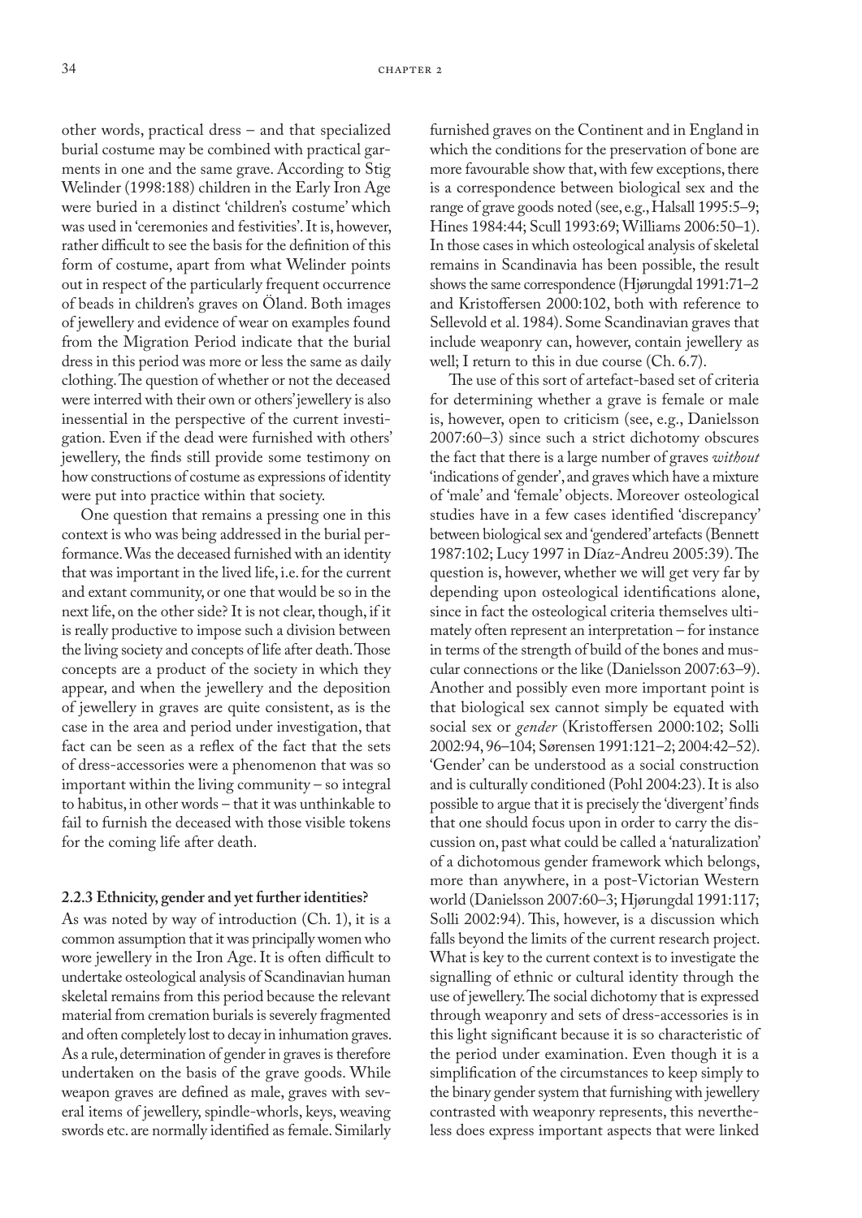other words, practical dress – and that specialized burial costume may be combined with practical garments in one and the same grave. According to Stig Welinder (1998:188) children in the Early Iron Age were buried in a distinct 'children's costume' which was used in 'ceremonies and festivities'. It is, however, rather difficult to see the basis for the definition of this form of costume, apart from what Welinder points out in respect of the particularly frequent occurrence of beads in children's graves on Öland. Both images of jewellery and evidence of wear on examples found from the Migration Period indicate that the burial dress in this period was more or less the same as daily clothing. The question of whether or not the deceased were interred with their own or others' jewellery is also inessential in the perspective of the current investigation. Even if the dead were furnished with others' jewellery, the finds still provide some testimony on how constructions of costume as expressions of identity were put into practice within that society.

One question that remains a pressing one in this context is who was being addressed in the burial performance. Was the deceased furnished with an identity that was important in the lived life, i.e. for the current and extant community, or one that would be so in the next life, on the other side? It is not clear, though, if it is really productive to impose such a division between the living society and concepts of life after death. Those concepts are a product of the society in which they appear, and when the jewellery and the deposition of jewellery in graves are quite consistent, as is the case in the area and period under investigation, that fact can be seen as a reflex of the fact that the sets of dress-accessories were a phenomenon that was so important within the living community – so integral to habitus, in other words – that it was unthinkable to fail to furnish the deceased with those visible tokens for the coming life after death.

### 2.2.3 Ethnicity, gender and yet further identities?

As was noted by way of introduction (Ch. 1), it is a common assumption that it was principally women who wore jewellery in the Iron Age. It is often difficult to undertake osteological analysis of Scandinavian human skeletal remains from this period because the relevant material from cremation burials is severely fragmented and often completely lost to decay in inhumation graves. As a rule, determination of gender in graves is therefore undertaken on the basis of the grave goods. While weapon graves are defined as male, graves with several items of jewellery, spindle-whorls, keys, weaving swords etc. are normally identified as female. Similarly furnished graves on the Continent and in England in which the conditions for the preservation of bone are more favourable show that, with few exceptions, there is a correspondence between biological sex and the range of grave goods noted (see, e.g., Halsall 1995:5–9; Hines 1984:44; Scull 1993:69; Williams 2006:50–1). In those cases in which osteological analysis of skeletal remains in Scandinavia has been possible, the result shows the same correspondence (Hjørungdal 1991:71–2 and Kristoffersen 2000:102, both with reference to Sellevold et al. 1984). Some Scandinavian graves that include weaponry can, however, contain jewellery as well; I return to this in due course (Ch. 6.7).

The use of this sort of artefact-based set of criteria for determining whether a grave is female or male is, however, open to criticism (see, e.g., Danielsson 2007:60–3) since such a strict dichotomy obscures the fact that there is a large number of graves *without* 'indications of gender', and graves which have a mixture of 'male' and 'female' objects. Moreover osteological studies have in a few cases identified 'discrepancy' between biological sex and 'gendered' artefacts (Bennett 1987:102; Lucy 1997 in Díaz-Andreu 2005:39). The question is, however, whether we will get very far by depending upon osteological identifications alone, since in fact the osteological criteria themselves ultimately often represent an interpretation – for instance in terms of the strength of build of the bones and muscular connections or the like (Danielsson 2007:63–9). Another and possibly even more important point is that biological sex cannot simply be equated with social sex or *gender* (Kristoffersen 2000:102; Solli 2002:94, 96–104; Sørensen 1991:121–2; 2004:42–52). 'Gender' can be understood as a social construction and is culturally conditioned (Pohl 2004:23). It is also possible to argue that it is precisely the 'divergent' finds that one should focus upon in order to carry the discussion on, past what could be called a 'naturalization' of a dichotomous gender framework which belongs, more than anywhere, in a post-Victorian Western world (Danielsson 2007:60–3; Hjørungdal 1991:117; Solli 2002:94). This, however, is a discussion which falls beyond the limits of the current research project. What is key to the current context is to investigate the signalling of ethnic or cultural identity through the use of jewellery. The social dichotomy that is expressed through weaponry and sets of dress-accessories is in this light significant because it is so characteristic of the period under examination. Even though it is a simplification of the circumstances to keep simply to the binary gender system that furnishing with jewellery contrasted with weaponry represents, this nevertheless does express important aspects that were linked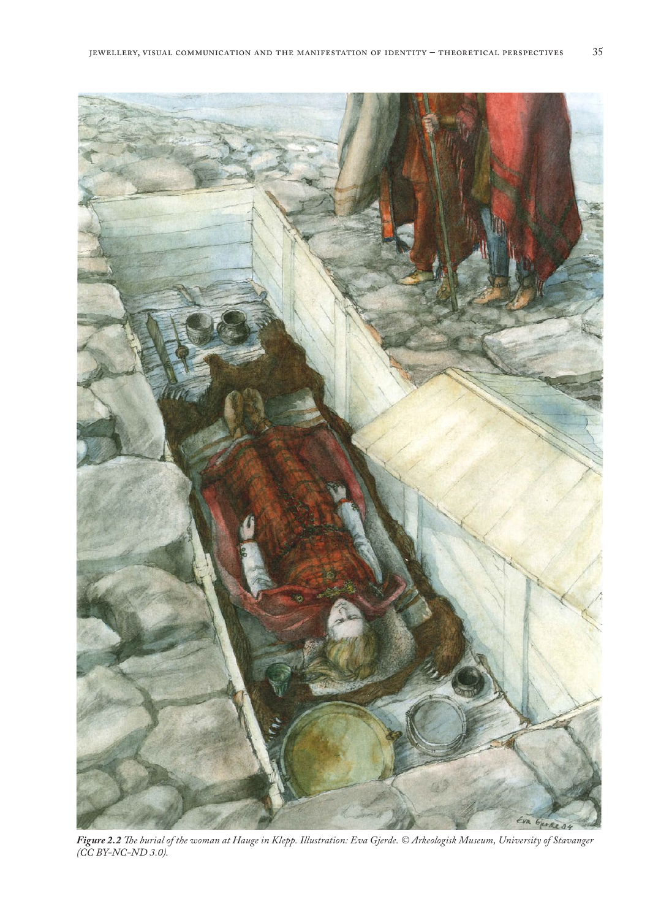***Figure 2.2** The burial of the woman at Hauge in Klepp. Illustration: Eva Gjerde. © Arkeologisk Museum, University of Stavanger (CC BY-NC-ND 3.0).*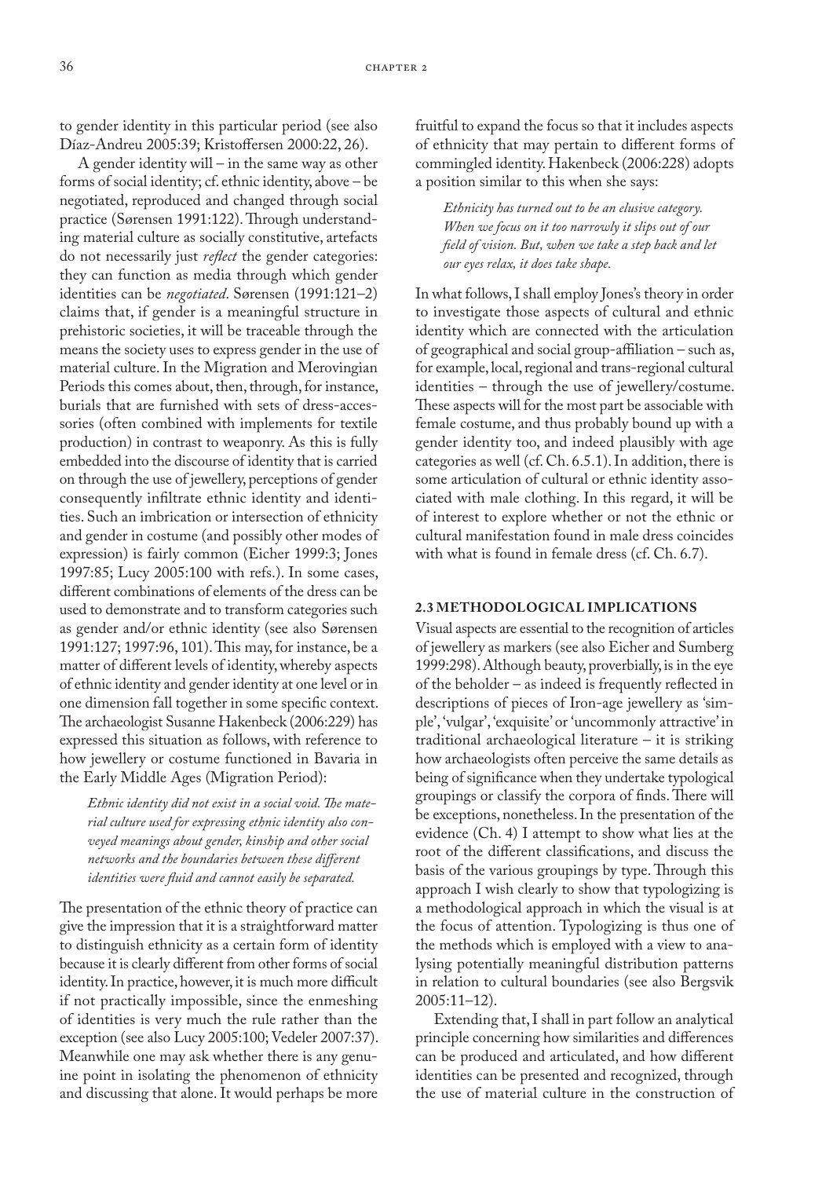to gender identity in this particular period (see also Díaz-Andreu 2005:39; Kristoffersen 2000:22, 26).

A gender identity will – in the same way as other forms of social identity; cf. ethnic identity, above – be negotiated, reproduced and changed through social practice (Sørensen 1991:122). Through understanding material culture as socially constitutive, artefacts do not necessarily just *reflect* the gender categories: they can function as media through which gender identities can be *negotiated*. Sørensen (1991:121–2) claims that, if gender is a meaningful structure in prehistoric societies, it will be traceable through the means the society uses to express gender in the use of material culture. In the Migration and Merovingian Periods this comes about, then, through, for instance, burials that are furnished with sets of dress-accessories (often combined with implements for textile production) in contrast to weaponry. As this is fully embedded into the discourse of identity that is carried on through the use of jewellery, perceptions of gender consequently infiltrate ethnic identity and identities. Such an imbrication or intersection of ethnicity and gender in costume (and possibly other modes of expression) is fairly common (Eicher 1999:3; Jones 1997:85; Lucy 2005:100 with refs.). In some cases, different combinations of elements of the dress can be used to demonstrate and to transform categories such as gender and/or ethnic identity (see also Sørensen 1991:127; 1997:96, 101). This may, for instance, be a matter of different levels of identity, whereby aspects of ethnic identity and gender identity at one level or in one dimension fall together in some specific context. The archaeologist Susanne Hakenbeck (2006:229) has expressed this situation as follows, with reference to how jewellery or costume functioned in Bavaria in the Early Middle Ages (Migration Period):

> *Ethnic identity did not exist in a social void. The material culture used for expressing ethnic identity also conveyed meanings about gender, kinship and other social networks and the boundaries between these different identities were fluid and cannot easily be separated.*

The presentation of the ethnic theory of practice can give the impression that it is a straightforward matter to distinguish ethnicity as a certain form of identity because it is clearly different from other forms of social identity. In practice, however, it is much more difficult if not practically impossible, since the enmeshing of identities is very much the rule rather than the exception (see also Lucy 2005:100; Vedeler 2007:37). Meanwhile one may ask whether there is any genuine point in isolating the phenomenon of ethnicity and discussing that alone. It would perhaps be more fruitful to expand the focus so that it includes aspects of ethnicity that may pertain to different forms of commingled identity. Hakenbeck (2006:228) adopts a position similar to this when she says:

> *Ethnicity has turned out to be an elusive category. When we focus on it too narrowly it slips out of our field of vision. But, when we take a step back and let our eyes relax, it does take shape.*

In what follows, I shall employ Jones's theory in order to investigate those aspects of cultural and ethnic identity which are connected with the articulation of geographical and social group-affiliation – such as, for example, local, regional and trans-regional cultural identities – through the use of jewellery/costume. These aspects will for the most part be associable with female costume, and thus probably bound up with a gender identity too, and indeed plausibly with age categories as well (cf. Ch. 6.5.1). In addition, there is some articulation of cultural or ethnic identity associated with male clothing. In this regard, it will be of interest to explore whether or not the ethnic or cultural manifestation found in male dress coincides with what is found in female dress (cf. Ch. 6.7).

## 2.3 METHODOLOGICAL IMPLICATIONS

Visual aspects are essential to the recognition of articles of jewellery as markers (see also Eicher and Sumberg 1999:298). Although beauty, proverbially, is in the eye of the beholder – as indeed is frequently reflected in descriptions of pieces of Iron-age jewellery as 'simple', 'vulgar', 'exquisite' or 'uncommonly attractive' in traditional archaeological literature – it is striking how archaeologists often perceive the same details as being of significance when they undertake typological groupings or classify the corpora of finds. There will be exceptions, nonetheless. In the presentation of the evidence (Ch. 4) I attempt to show what lies at the root of the different classifications, and discuss the basis of the various groupings by type. Through this approach I wish clearly to show that typologizing is a methodological approach in which the visual is at the focus of attention. Typologizing is thus one of the methods which is employed with a view to analysing potentially meaningful distribution patterns in relation to cultural boundaries (see also Bergsvik 2005:11–12).

Extending that, I shall in part follow an analytical principle concerning how similarities and differences can be produced and articulated, and how different identities can be presented and recognized, through the use of material culture in the construction of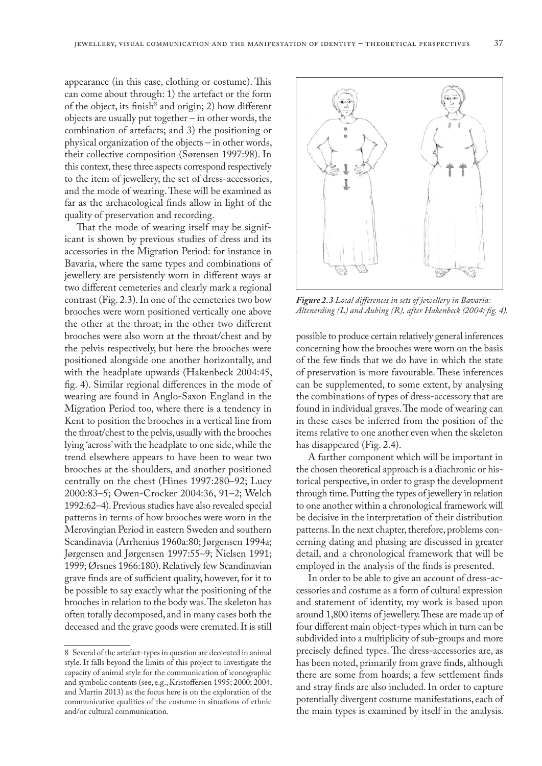appearance (in this case, clothing or costume). This can come about through: 1) the artefact or the form of the object, its finish[8] and origin; 2) how different objects are usually put together – in other words, the combination of artefacts; and 3) the positioning or physical organization of the objects – in other words, their collective composition (Sørensen 1997:98). In this context, these three aspects correspond respectively to the item of jewellery, the set of dress-accessories, and the mode of wearing. These will be examined as far as the archaeological finds allow in light of the quality of preservation and recording.

That the mode of wearing itself may be significant is shown by previous studies of dress and its accessories in the Migration Period: for instance in Bavaria, where the same types and combinations of jewellery are persistently worn in different ways at two different cemeteries and clearly mark a regional contrast (Fig. 2.3). In one of the cemeteries two bow brooches were worn positioned vertically one above the other at the throat; in the other two different brooches were also worn at the throat/chest and by the pelvis respectively, but here the brooches were positioned alongside one another horizontally, and with the headplate upwards (Hakenbeck 2004:45, fig. 4). Similar regional differences in the mode of wearing are found in Anglo-Saxon England in the Migration Period too, where there is a tendency in Kent to position the brooches in a vertical line from the throat/chest to the pelvis, usually with the brooches lying 'across' with the headplate to one side, while the trend elsewhere appears to have been to wear two brooches at the shoulders, and another positioned centrally on the chest (Hines 1997:280–92; Lucy 2000:83–5; Owen-Crocker 2004:36, 91–2; Welch 1992:62–4). Previous studies have also revealed special patterns in terms of how brooches were worn in the Merovingian Period in eastern Sweden and southern Scandinavia (Arrhenius 1960a:80; Jørgensen 1994a; Jørgensen and Jørgensen 1997:55–9; Nielsen 1991; 1999; Ørsnes 1966:180). Relatively few Scandinavian grave finds are of sufficient quality, however, for it to be possible to say exactly what the positioning of the brooches in relation to the body was. The skeleton has often totally decomposed, and in many cases both the deceased and the grave goods were cremated. It is still possible to produce certain relatively general inferences concerning how the brooches were worn on the basis of the few finds that we do have in which the state of preservation is more favourable. These inferences can be supplemented, to some extent, by analysing the combinations of types of dress-accessory that are found in individual graves. The mode of wearing can in these cases be inferred from the position of the items relative to one another even when the skeleton has disappeared (Fig. 2.4).

***Figure 2.3*** *Local differences in sets of jewellery in Bavaria: Altenerding (L) and Aubing (R), after Hakenbeck (2004: fig. 4).*

A further component which will be important in the chosen theoretical approach is a diachronic or historical perspective, in order to grasp the development through time. Putting the types of jewellery in relation to one another within a chronological framework will be decisive in the interpretation of their distribution patterns. In the next chapter, therefore, problems concerning dating and phasing are discussed in greater detail, and a chronological framework that will be employed in the analysis of the finds is presented.

In order to be able to give an account of dress-accessories and costume as a form of cultural expression and statement of identity, my work is based upon around 1,800 items of jewellery. These are made up of four different main object-types which in turn can be subdivided into a multiplicity of sub-groups and more precisely defined types. The dress-accessories are, as has been noted, primarily from grave finds, although there are some from hoards; a few settlement finds and stray finds are also included. In order to capture potentially divergent costume manifestations, each of the main types is examined by itself in the analysis.

---

[8] Several of the artefact-types in question are decorated in animal style. It falls beyond the limits of this project to investigate the capacity of animal style for the communication of iconographic and symbolic contents (see, e.g., Kristoffersen 1995; 2000; 2004, and Martin 2013) as the focus here is on the exploration of the communicative qualities of the costume in situations of ethnic and/or cultural communication.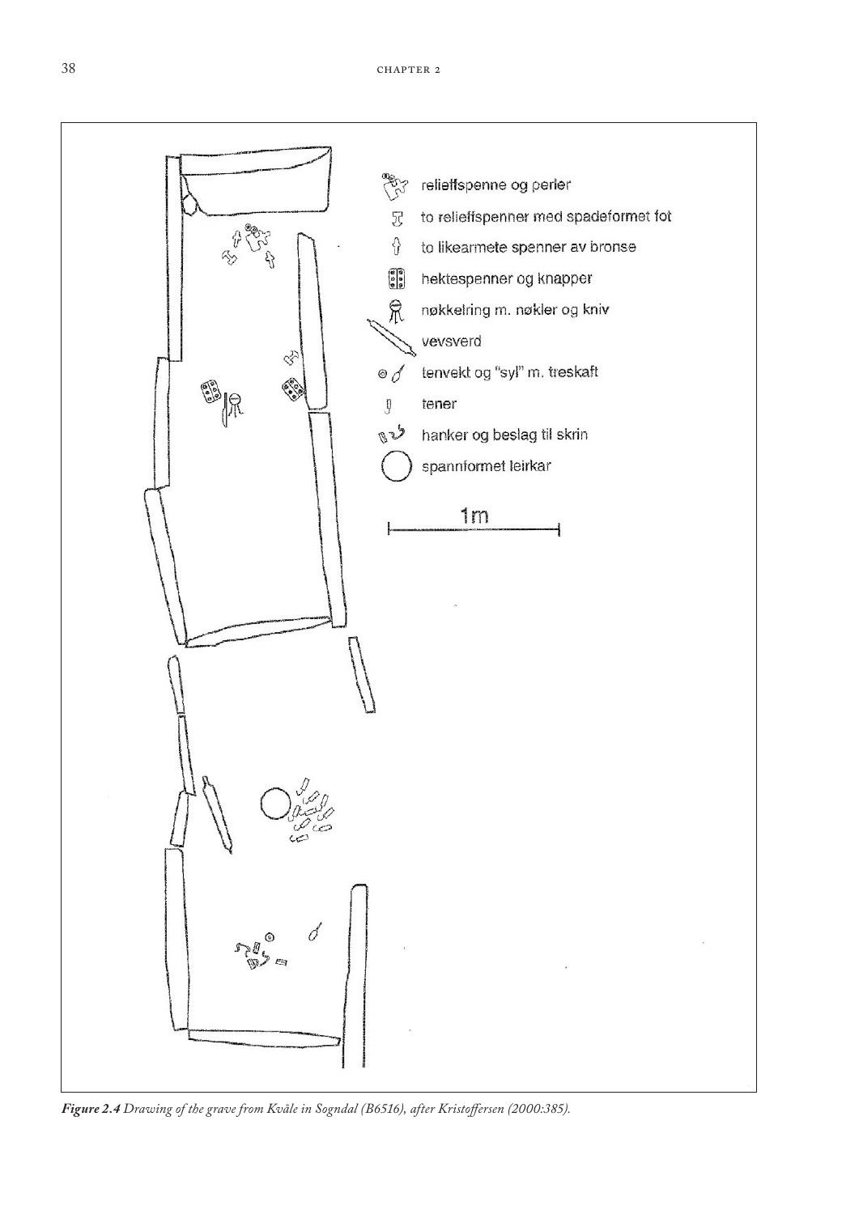***Figure 2.4*** *Drawing of the grave from Kvåle in Sogndal (B6516), after Kristoffersen (2000:385).*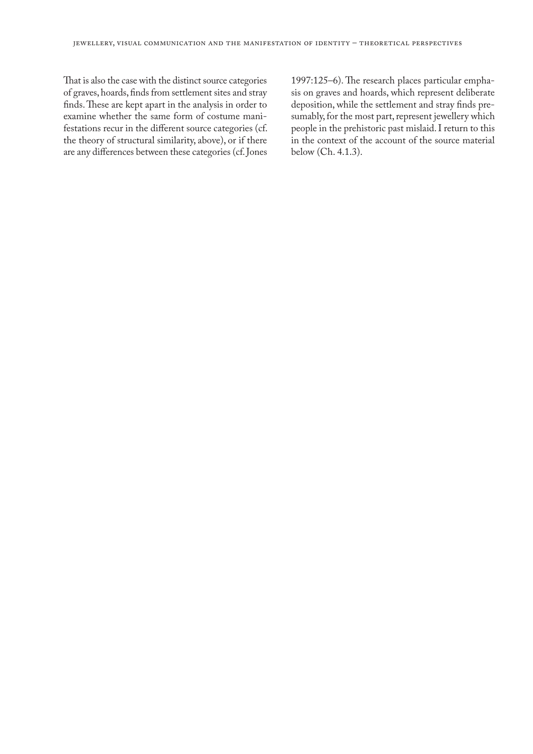That is also the case with the distinct source categories of graves, hoards, finds from settlement sites and stray finds. These are kept apart in the analysis in order to examine whether the same form of costume manifestations recur in the different source categories (cf. the theory of structural similarity, above), or if there are any differences between these categories (cf. Jones 1997:125–6). The research places particular emphasis on graves and hoards, which represent deliberate deposition, while the settlement and stray finds presumably, for the most part, represent jewellery which people in the prehistoric past mislaid. I return to this in the context of the account of the source material below (Ch. 4.1.3).